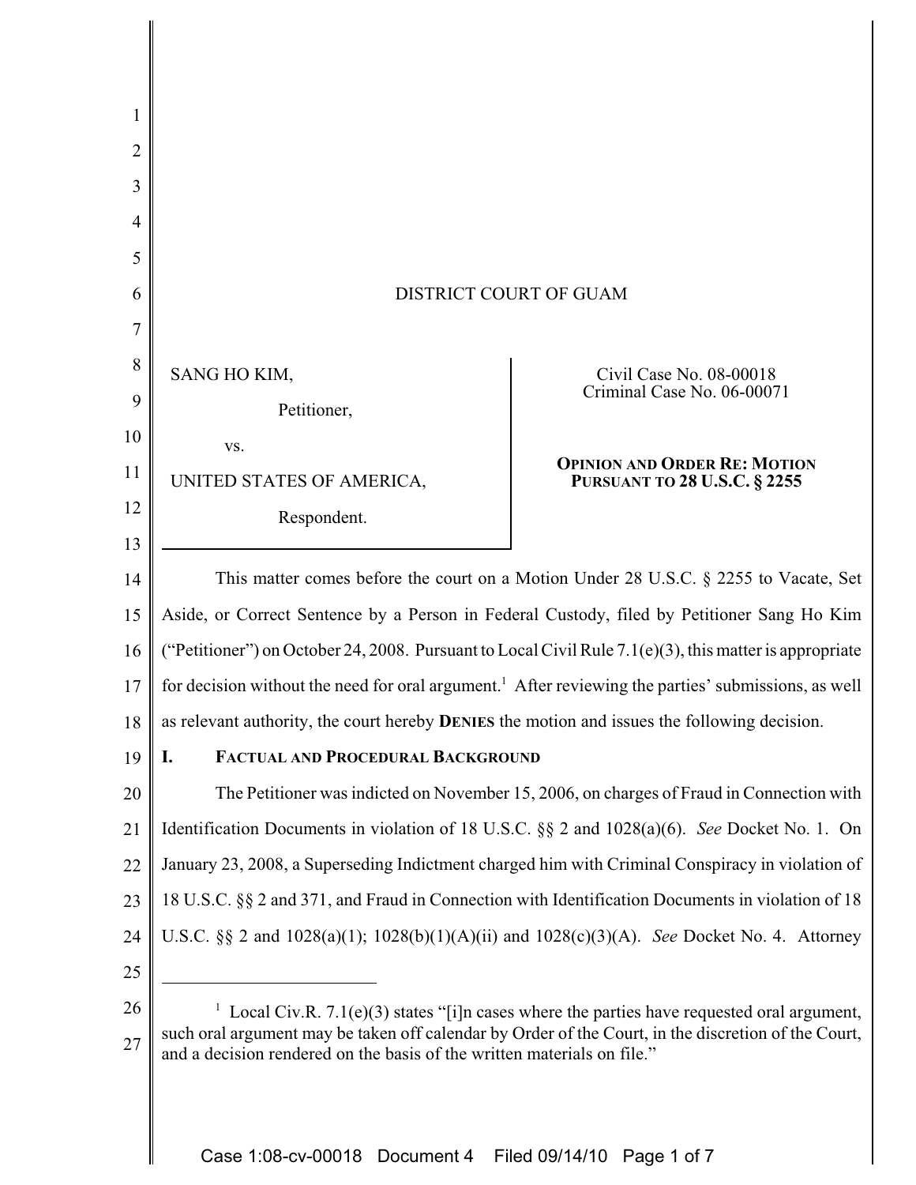DISTRICT COURT OF GUAM

| | |
|---|---|
| SANG HO KIM,<br>Petitioner,<br>vs.<br>UNITED STATES OF AMERICA,<br>Respondent. | Civil Case No. 08-00018<br>Criminal Case No. 06-00071<br><br>**OPINION AND ORDER RE: MOTION PURSUANT TO 28 U.S.C. § 2255** |

This matter comes before the court on a Motion Under 28 U.S.C. § 2255 to Vacate, Set Aside, or Correct Sentence by a Person in Federal Custody, filed by Petitioner Sang Ho Kim ("Petitioner") on October 24, 2008. Pursuant to Local Civil Rule 7.1(e)(3), this matter is appropriate for decision without the need for oral argument.[1] After reviewing the parties' submissions, as well as relevant authority, the court hereby **DENIES** the motion and issues the following decision.

## I. FACTUAL AND PROCEDURAL BACKGROUND

The Petitioner was indicted on November 15, 2006, on charges of Fraud in Connection with Identification Documents in violation of 18 U.S.C. §§ 2 and 1028(a)(6). *See* Docket No. 1. On January 23, 2008, a Superseding Indictment charged him with Criminal Conspiracy in violation of 18 U.S.C. §§ 2 and 371, and Fraud in Connection with Identification Documents in violation of 18 U.S.C. §§ 2 and 1028(a)(1); 1028(b)(1)(A)(ii) and 1028(c)(3)(A). *See* Docket No. 4. Attorney

---

[1] Local Civ.R. 7.1(e)(3) states "[i]n cases where the parties have requested oral argument, such oral argument may be taken off calendar by Order of the Court, in the discretion of the Court, and a decision rendered on the basis of the written materials on file."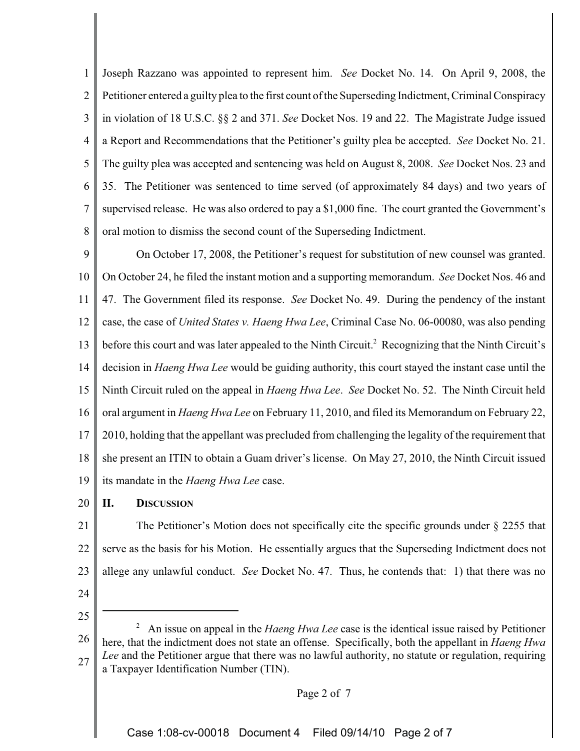Joseph Razzano was appointed to represent him. *See* Docket No. 14. On April 9, 2008, the Petitioner entered a guilty plea to the first count of the Superseding Indictment, Criminal Conspiracy in violation of 18 U.S.C. §§ 2 and 371. *See* Docket Nos. 19 and 22. The Magistrate Judge issued a Report and Recommendations that the Petitioner's guilty plea be accepted. *See* Docket No. 21. The guilty plea was accepted and sentencing was held on August 8, 2008. *See* Docket Nos. 23 and 35. The Petitioner was sentenced to time served (of approximately 84 days) and two years of supervised release. He was also ordered to pay a $1,000 fine. The court granted the Government's oral motion to dismiss the second count of the Superseding Indictment.

On October 17, 2008, the Petitioner's request for substitution of new counsel was granted. On October 24, he filed the instant motion and a supporting memorandum. *See* Docket Nos. 46 and 47. The Government filed its response. *See* Docket No. 49. During the pendency of the instant case, the case of *United States v. Haeng Hwa Lee*, Criminal Case No. 06-00080, was also pending before this court and was later appealed to the Ninth Circuit.[2] Recognizing that the Ninth Circuit's decision in *Haeng Hwa Lee* would be guiding authority, this court stayed the instant case until the Ninth Circuit ruled on the appeal in *Haeng Hwa Lee*. *See* Docket No. 52. The Ninth Circuit held oral argument in *Haeng Hwa Lee* on February 11, 2010, and filed its Memorandum on February 22, 2010, holding that the appellant was precluded from challenging the legality of the requirement that she present an ITIN to obtain a Guam driver's license. On May 27, 2010, the Ninth Circuit issued its mandate in the *Haeng Hwa Lee* case.

## II. Discussion

The Petitioner's Motion does not specifically cite the specific grounds under § 2255 that serve as the basis for his Motion. He essentially argues that the Superseding Indictment does not allege any unlawful conduct. *See* Docket No. 47. Thus, he contends that: 1) that there was no

---

[2] An issue on appeal in the *Haeng Hwa Lee* case is the identical issue raised by Petitioner here, that the indictment does not state an offense. Specifically, both the appellant in *Haeng Hwa Lee* and the Petitioner argue that there was no lawful authority, no statute or regulation, requiring a Taxpayer Identification Number (TIN).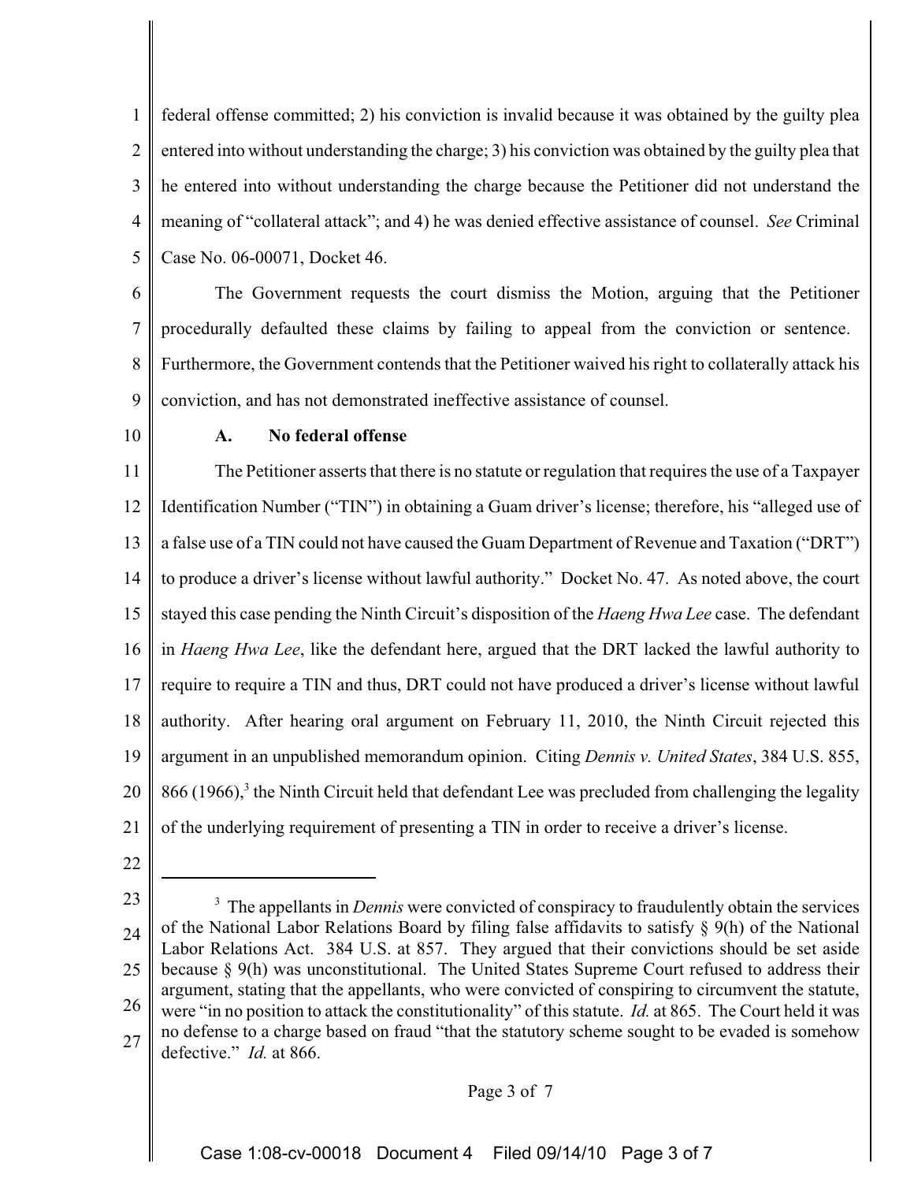federal offense committed; 2) his conviction is invalid because it was obtained by the guilty plea entered into without understanding the charge; 3) his conviction was obtained by the guilty plea that he entered into without understanding the charge because the Petitioner did not understand the meaning of "collateral attack"; and 4) he was denied effective assistance of counsel. *See* Criminal Case No. 06-00071, Docket 46.

The Government requests the court dismiss the Motion, arguing that the Petitioner procedurally defaulted these claims by failing to appeal from the conviction or sentence. Furthermore, the Government contends that the Petitioner waived his right to collaterally attack his conviction, and has not demonstrated ineffective assistance of counsel.

### A. No federal offense

The Petitioner asserts that there is no statute or regulation that requires the use of a Taxpayer Identification Number ("TIN") in obtaining a Guam driver's license; therefore, his "alleged use of a false use of a TIN could not have caused the Guam Department of Revenue and Taxation ("DRT") to produce a driver's license without lawful authority." Docket No. 47. As noted above, the court stayed this case pending the Ninth Circuit's disposition of the *Haeng Hwa Lee* case. The defendant in *Haeng Hwa Lee*, like the defendant here, argued that the DRT lacked the lawful authority to require to require a TIN and thus, DRT could not have produced a driver's license without lawful authority. After hearing oral argument on February 11, 2010, the Ninth Circuit rejected this argument in an unpublished memorandum opinion. Citing *Dennis v. United States*, 384 U.S. 855, 866 (1966),[3] the Ninth Circuit held that defendant Lee was precluded from challenging the legality of the underlying requirement of presenting a TIN in order to receive a driver's license.

---

[3] The appellants in *Dennis* were convicted of conspiracy to fraudulently obtain the services of the National Labor Relations Board by filing false affidavits to satisfy § 9(h) of the National Labor Relations Act. 384 U.S. at 857. They argued that their convictions should be set aside because § 9(h) was unconstitutional. The United States Supreme Court refused to address their argument, stating that the appellants, who were convicted of conspiring to circumvent the statute, were "in no position to attack the constitutionality" of this statute. *Id.* at 865. The Court held it was no defense to a charge based on fraud "that the statutory scheme sought to be evaded is somehow defective." *Id.* at 866.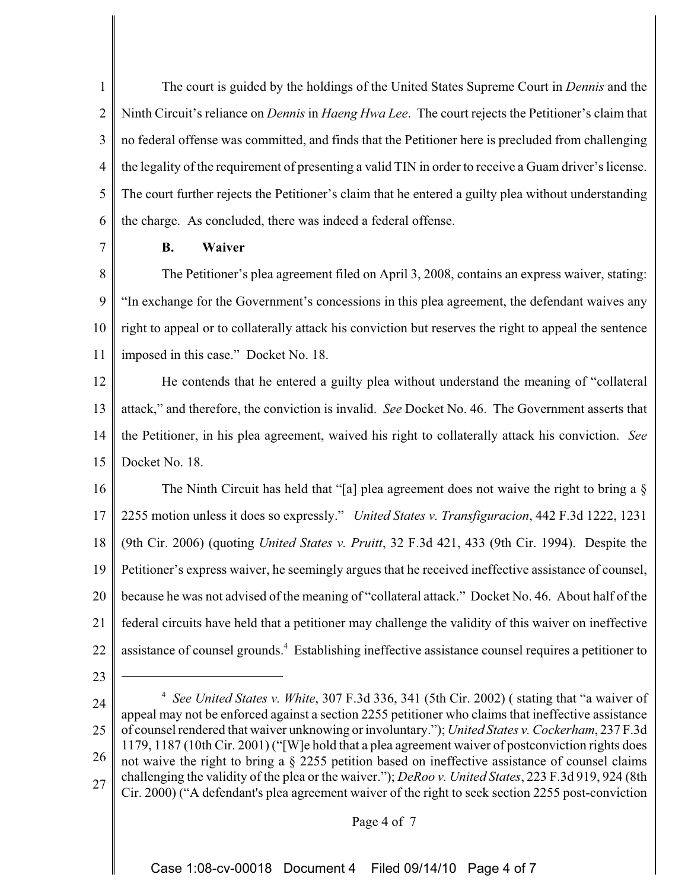The court is guided by the holdings of the United States Supreme Court in *Dennis* and the Ninth Circuit's reliance on *Dennis* in *Haeng Hwa Lee*. The court rejects the Petitioner's claim that no federal offense was committed, and finds that the Petitioner here is precluded from challenging the legality of the requirement of presenting a valid TIN in order to receive a Guam driver's license. The court further rejects the Petitioner's claim that he entered a guilty plea without understanding the charge. As concluded, there was indeed a federal offense.

### B. Waiver

The Petitioner's plea agreement filed on April 3, 2008, contains an express waiver, stating: "In exchange for the Government's concessions in this plea agreement, the defendant waives any right to appeal or to collaterally attack his conviction but reserves the right to appeal the sentence imposed in this case." Docket No. 18.

He contends that he entered a guilty plea without understand the meaning of "collateral attack," and therefore, the conviction is invalid. *See* Docket No. 46. The Government asserts that the Petitioner, in his plea agreement, waived his right to collaterally attack his conviction. *See* Docket No. 18.

The Ninth Circuit has held that "[a] plea agreement does not waive the right to bring a § 2255 motion unless it does so expressly." *United States v. Transfiguracion*, 442 F.3d 1222, 1231 (9th Cir. 2006) (quoting *United States v. Pruitt*, 32 F.3d 421, 433 (9th Cir. 1994). Despite the Petitioner's express waiver, he seemingly argues that he received ineffective assistance of counsel, because he was not advised of the meaning of "collateral attack." Docket No. 46. About half of the federal circuits have held that a petitioner may challenge the validity of this waiver on ineffective assistance of counsel grounds.[4] Establishing ineffective assistance counsel requires a petitioner to

---

[4] *See United States v. White*, 307 F.3d 336, 341 (5th Cir. 2002) ( stating that "a waiver of appeal may not be enforced against a section 2255 petitioner who claims that ineffective assistance of counsel rendered that waiver unknowing or involuntary."); *United States v. Cockerham*, 237 F.3d 1179, 1187 (10th Cir. 2001) ("[W]e hold that a plea agreement waiver of postconviction rights does not waive the right to bring a § 2255 petition based on ineffective assistance of counsel claims challenging the validity of the plea or the waiver."); *DeRoo v. United States*, 223 F.3d 919, 924 (8th Cir. 2000) ("A defendant's plea agreement waiver of the right to seek section 2255 post-conviction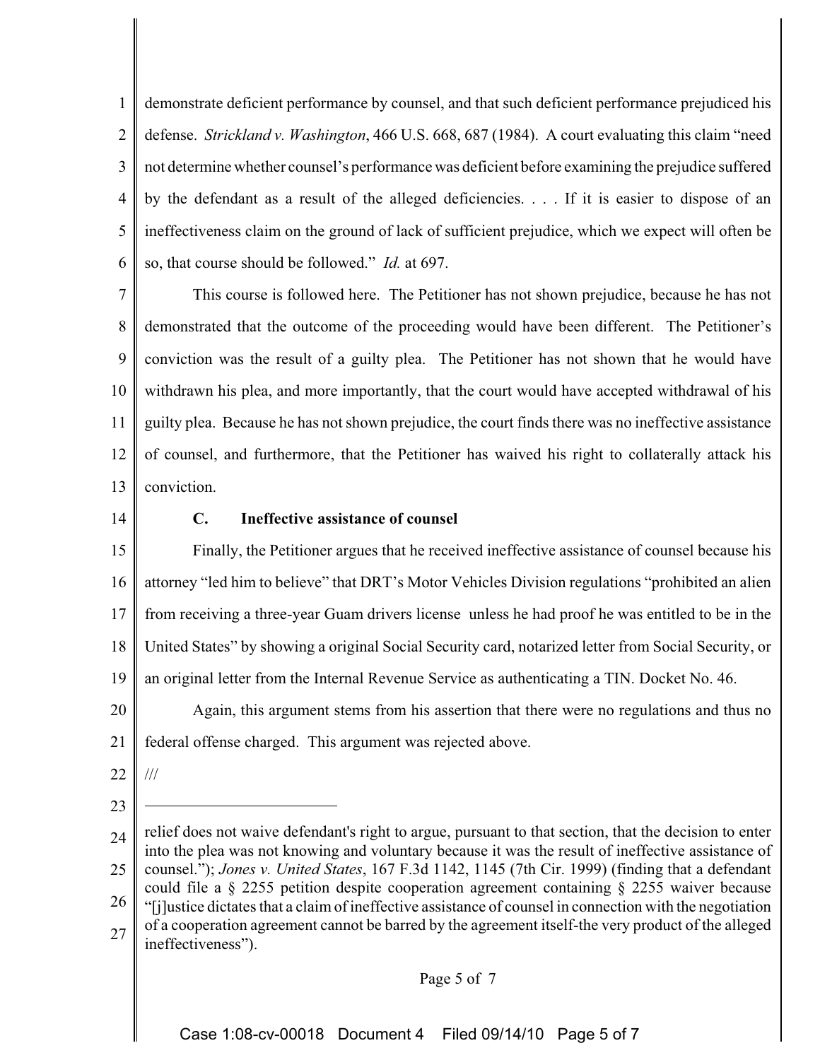demonstrate deficient performance by counsel, and that such deficient performance prejudiced his defense. *Strickland v. Washington*, 466 U.S. 668, 687 (1984). A court evaluating this claim "need not determine whether counsel's performance was deficient before examining the prejudice suffered by the defendant as a result of the alleged deficiencies. . . . If it is easier to dispose of an ineffectiveness claim on the ground of lack of sufficient prejudice, which we expect will often be so, that course should be followed." *Id.* at 697.

This course is followed here. The Petitioner has not shown prejudice, because he has not demonstrated that the outcome of the proceeding would have been different. The Petitioner's conviction was the result of a guilty plea. The Petitioner has not shown that he would have withdrawn his plea, and more importantly, that the court would have accepted withdrawal of his guilty plea. Because he has not shown prejudice, the court finds there was no ineffective assistance of counsel, and furthermore, that the Petitioner has waived his right to collaterally attack his conviction.

### C. Ineffective assistance of counsel

Finally, the Petitioner argues that he received ineffective assistance of counsel because his attorney "led him to believe" that DRT's Motor Vehicles Division regulations "prohibited an alien from receiving a three-year Guam drivers license unless he had proof he was entitled to be in the United States" by showing a original Social Security card, notarized letter from Social Security, or an original letter from the Internal Revenue Service as authenticating a TIN. Docket No. 46.

Again, this argument stems from his assertion that there were no regulations and thus no federal offense charged. This argument was rejected above.

///

---

relief does not waive defendant's right to argue, pursuant to that section, that the decision to enter into the plea was not knowing and voluntary because it was the result of ineffective assistance of counsel."); *Jones v. United States*, 167 F.3d 1142, 1145 (7th Cir. 1999) (finding that a defendant could file a § 2255 petition despite cooperation agreement containing § 2255 waiver because "[j]ustice dictates that a claim of ineffective assistance of counsel in connection with the negotiation of a cooperation agreement cannot be barred by the agreement itself-the very product of the alleged ineffectiveness").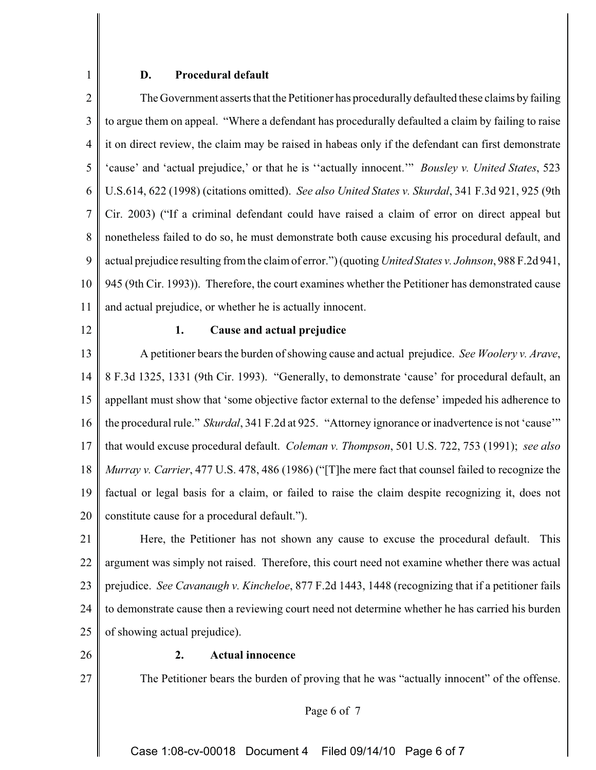### D. Procedural default

The Government asserts that the Petitioner has procedurally defaulted these claims by failing to argue them on appeal. "Where a defendant has procedurally defaulted a claim by failing to raise it on direct review, the claim may be raised in habeas only if the defendant can first demonstrate 'cause' and 'actual prejudice,' or that he is ''actually innocent.'" *Bousley v. United States*, 523 U.S.614, 622 (1998) (citations omitted). *See also United States v. Skurdal*, 341 F.3d 921, 925 (9th Cir. 2003) ("If a criminal defendant could have raised a claim of error on direct appeal but nonetheless failed to do so, he must demonstrate both cause excusing his procedural default, and actual prejudice resulting from the claim of error.") (quoting *United States v. Johnson*, 988 F.2d 941, 945 (9th Cir. 1993)). Therefore, the court examines whether the Petitioner has demonstrated cause and actual prejudice, or whether he is actually innocent.

#### 1. Cause and actual prejudice

A petitioner bears the burden of showing cause and actual prejudice. *See Woolery v. Arave*, 8 F.3d 1325, 1331 (9th Cir. 1993). "Generally, to demonstrate 'cause' for procedural default, an appellant must show that 'some objective factor external to the defense' impeded his adherence to the procedural rule." *Skurdal*, 341 F.2d at 925. "Attorney ignorance or inadvertence is not 'cause'" that would excuse procedural default. *Coleman v. Thompson*, 501 U.S. 722, 753 (1991); *see also Murray v. Carrier*, 477 U.S. 478, 486 (1986) ("[T]he mere fact that counsel failed to recognize the factual or legal basis for a claim, or failed to raise the claim despite recognizing it, does not constitute cause for a procedural default.").

Here, the Petitioner has not shown any cause to excuse the procedural default. This argument was simply not raised. Therefore, this court need not examine whether there was actual prejudice. *See Cavanaugh v. Kincheloe*, 877 F.2d 1443, 1448 (recognizing that if a petitioner fails to demonstrate cause then a reviewing court need not determine whether he has carried his burden of showing actual prejudice).

#### 2. Actual innocence

The Petitioner bears the burden of proving that he was "actually innocent" of the offense.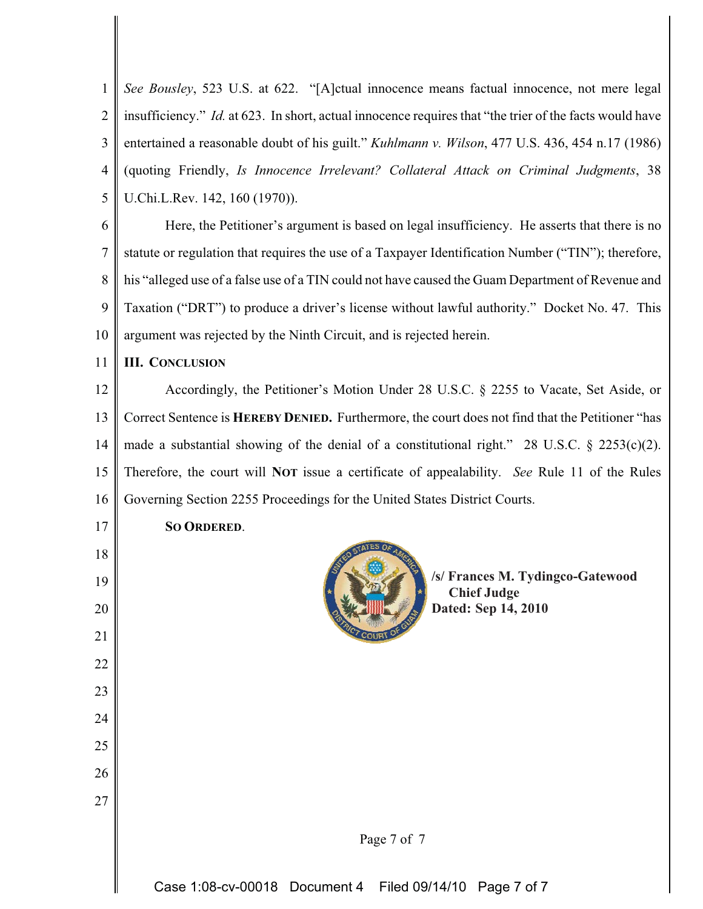*See Bousley*, 523 U.S. at 622. "[A]ctual innocence means factual innocence, not mere legal insufficiency." *Id.* at 623. In short, actual innocence requires that "the trier of the facts would have entertained a reasonable doubt of his guilt." *Kuhlmann v. Wilson*, 477 U.S. 436, 454 n.17 (1986) (quoting Friendly, *Is Innocence Irrelevant? Collateral Attack on Criminal Judgments*, 38 U.Chi.L.Rev. 142, 160 (1970)).

Here, the Petitioner's argument is based on legal insufficiency. He asserts that there is no statute or regulation that requires the use of a Taxpayer Identification Number ("TIN"); therefore, his "alleged use of a false use of a TIN could not have caused the Guam Department of Revenue and Taxation ("DRT") to produce a driver's license without lawful authority." Docket No. 47. This argument was rejected by the Ninth Circuit, and is rejected herein.

## III. CONCLUSION

Accordingly, the Petitioner's Motion Under 28 U.S.C. § 2255 to Vacate, Set Aside, or Correct Sentence is **HEREBY DENIED.** Furthermore, the court does not find that the Petitioner "has made a substantial showing of the denial of a constitutional right." 28 U.S.C. § 2253(c)(2). Therefore, the court will **NOT** issue a certificate of appealability. *See* Rule 11 of the Rules Governing Section 2255 Proceedings for the United States District Courts.

**SO ORDERED**.

**/s/ Frances M. Tydingco-Gatewood**
**Chief Judge**
**Dated: Sep 14, 2010**

Case 1:08-cv-00018 Document 4 Filed 09/14/10